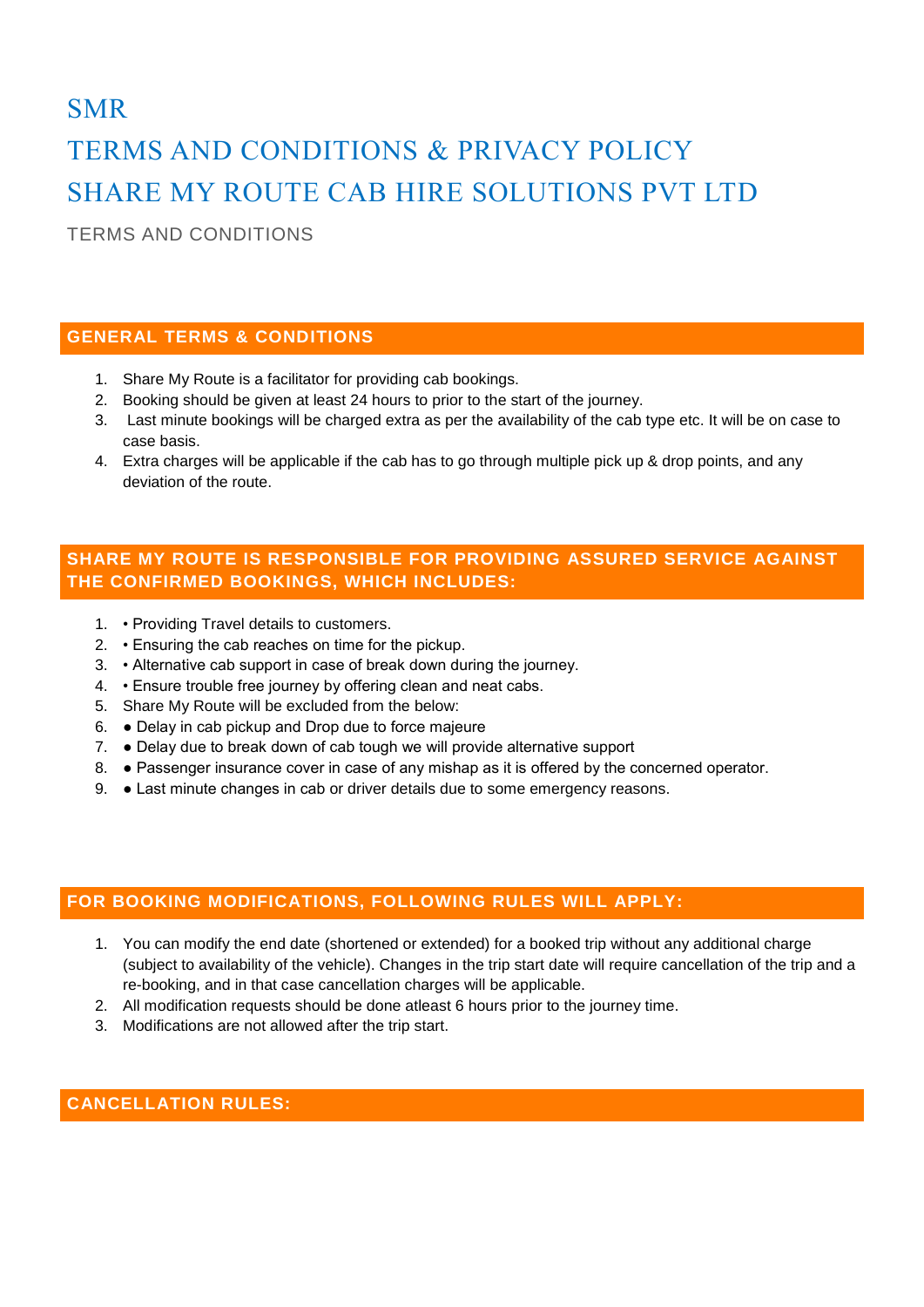# SMR

# TERMS AND CONDITIONS & PRIVACY POLICY

# SHARE MY ROUTE CAB HIRE SOLUTIONS PVT LTD

TERMS AND CONDITIONS

## GENERAL TERMS & CONDITIONS

1. Share My Route is a facilitator for providing cab bookings.
2. Booking should be given at least 24 hours to prior to the start of the journey.
3. Last minute bookings will be charged extra as per the availability of the cab type etc. It will be on case to case basis.
4. Extra charges will be applicable if the cab has to go through multiple pick up & drop points, and any deviation of the route.

## SHARE MY ROUTE IS RESPONSIBLE FOR PROVIDING ASSURED SERVICE AGAINST THE CONFIRMED BOOKINGS, WHICH INCLUDES:

1. • Providing Travel details to customers.
2. • Ensuring the cab reaches on time for the pickup.
3. • Alternative cab support in case of break down during the journey.
4. • Ensure trouble free journey by offering clean and neat cabs.
5. Share My Route will be excluded from the below:
6. ● Delay in cab pickup and Drop due to force majeure
7. ● Delay due to break down of cab tough we will provide alternative support
8. ● Passenger insurance cover in case of any mishap as it is offered by the concerned operator.
9. ● Last minute changes in cab or driver details due to some emergency reasons.

## FOR BOOKING MODIFICATIONS, FOLLOWING RULES WILL APPLY:

1. You can modify the end date (shortened or extended) for a booked trip without any additional charge (subject to availability of the vehicle). Changes in the trip start date will require cancellation of the trip and a re-booking, and in that case cancellation charges will be applicable.
2. All modification requests should be done atleast 6 hours prior to the journey time.
3. Modifications are not allowed after the trip start.

## CANCELLATION RULES: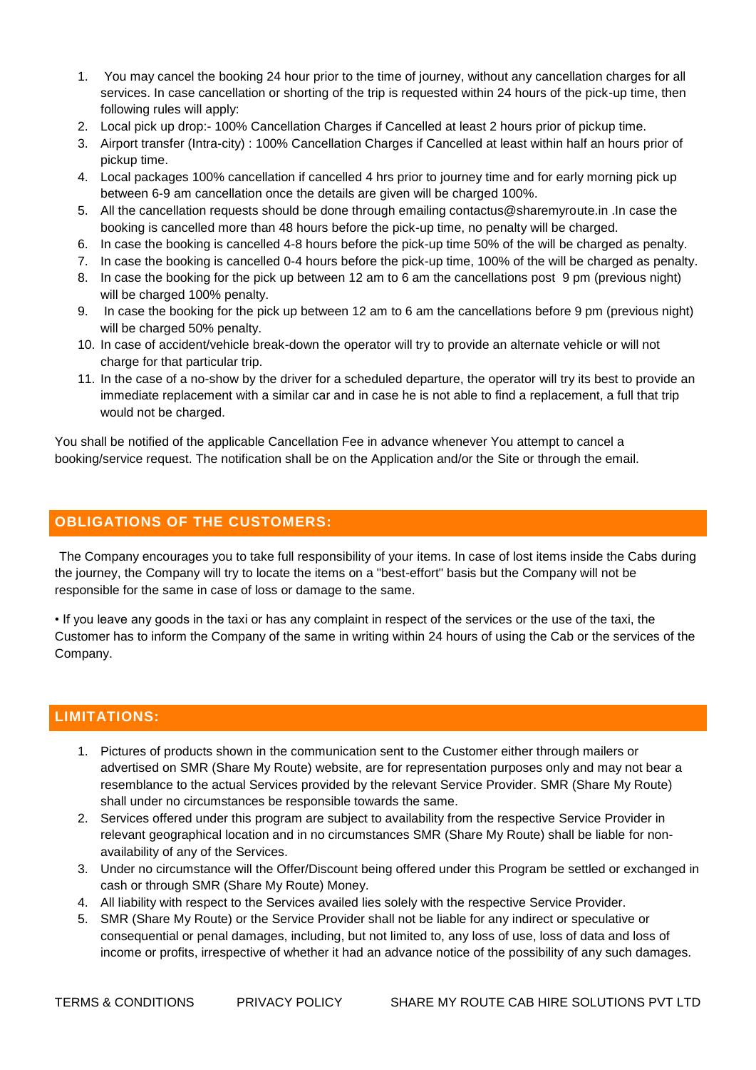1. You may cancel the booking 24 hour prior to the time of journey, without any cancellation charges for all services. In case cancellation or shorting of the trip is requested within 24 hours of the pick-up time, then following rules will apply:
2. Local pick up drop:- 100% Cancellation Charges if Cancelled at least 2 hours prior of pickup time.
3. Airport transfer (Intra-city) : 100% Cancellation Charges if Cancelled at least within half an hours prior of pickup time.
4. Local packages 100% cancellation if cancelled 4 hrs prior to journey time and for early morning pick up between 6-9 am cancellation once the details are given will be charged 100%.
5. All the cancellation requests should be done through emailing contactus@sharemyroute.in .In case the booking is cancelled more than 48 hours before the pick-up time, no penalty will be charged.
6. In case the booking is cancelled 4-8 hours before the pick-up time 50% of the will be charged as penalty.
7. In case the booking is cancelled 0-4 hours before the pick-up time, 100% of the will be charged as penalty.
8. In case the booking for the pick up between 12 am to 6 am the cancellations post 9 pm (previous night) will be charged 100% penalty.
9. In case the booking for the pick up between 12 am to 6 am the cancellations before 9 pm (previous night) will be charged 50% penalty.
10. In case of accident/vehicle break-down the operator will try to provide an alternate vehicle or will not charge for that particular trip.
11. In the case of a no-show by the driver for a scheduled departure, the operator will try its best to provide an immediate replacement with a similar car and in case he is not able to find a replacement, a full that trip would not be charged.

You shall be notified of the applicable Cancellation Fee in advance whenever You attempt to cancel a booking/service request. The notification shall be on the Application and/or the Site or through the email.

## OBLIGATIONS OF THE CUSTOMERS:

The Company encourages you to take full responsibility of your items. In case of lost items inside the Cabs during the journey, the Company will try to locate the items on a "best-effort" basis but the Company will not be responsible for the same in case of loss or damage to the same.

• If you leave any goods in the taxi or has any complaint in respect of the services or the use of the taxi, the Customer has to inform the Company of the same in writing within 24 hours of using the Cab or the services of the Company.

## LIMITATIONS:

1. Pictures of products shown in the communication sent to the Customer either through mailers or advertised on SMR (Share My Route) website, are for representation purposes only and may not bear a resemblance to the actual Services provided by the relevant Service Provider. SMR (Share My Route) shall under no circumstances be responsible towards the same.
2. Services offered under this program are subject to availability from the respective Service Provider in relevant geographical location and in no circumstances SMR (Share My Route) shall be liable for non-availability of any of the Services.
3. Under no circumstance will the Offer/Discount being offered under this Program be settled or exchanged in cash or through SMR (Share My Route) Money.
4. All liability with respect to the Services availed lies solely with the respective Service Provider.
5. SMR (Share My Route) or the Service Provider shall not be liable for any indirect or speculative or consequential or penal damages, including, but not limited to, any loss of use, loss of data and loss of income or profits, irrespective of whether it had an advance notice of the possibility of any such damages.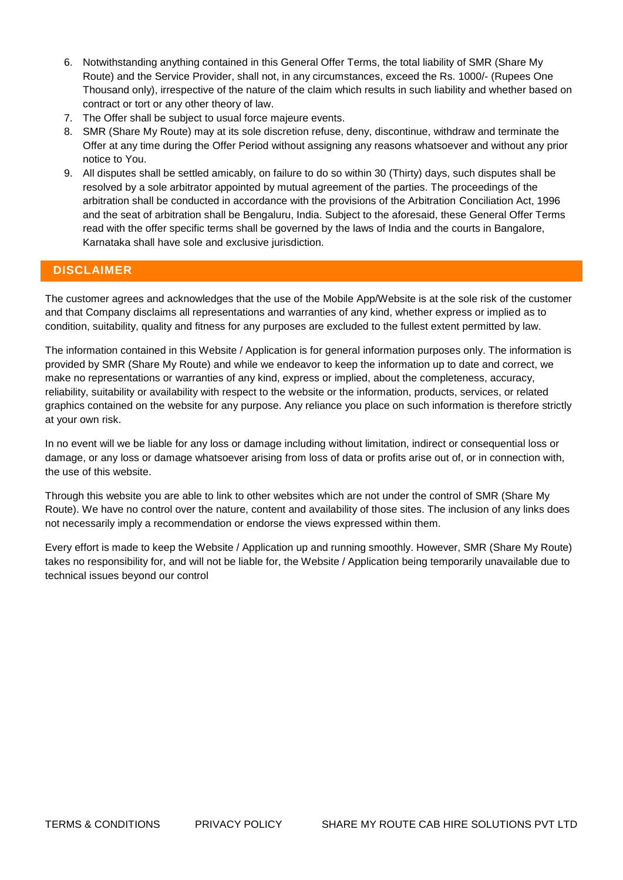6. Notwithstanding anything contained in this General Offer Terms, the total liability of SMR (Share My Route) and the Service Provider, shall not, in any circumstances, exceed the Rs. 1000/- (Rupees One Thousand only), irrespective of the nature of the claim which results in such liability and whether based on contract or tort or any other theory of law.
7. The Offer shall be subject to usual force majeure events.
8. SMR (Share My Route) may at its sole discretion refuse, deny, discontinue, withdraw and terminate the Offer at any time during the Offer Period without assigning any reasons whatsoever and without any prior notice to You.
9. All disputes shall be settled amicably, on failure to do so within 30 (Thirty) days, such disputes shall be resolved by a sole arbitrator appointed by mutual agreement of the parties. The proceedings of the arbitration shall be conducted in accordance with the provisions of the Arbitration Conciliation Act, 1996 and the seat of arbitration shall be Bengaluru, India. Subject to the aforesaid, these General Offer Terms read with the offer specific terms shall be governed by the laws of India and the courts in Bangalore, Karnataka shall have sole and exclusive jurisdiction.

## DISCLAIMER

The customer agrees and acknowledges that the use of the Mobile App/Website is at the sole risk of the customer and that Company disclaims all representations and warranties of any kind, whether express or implied as to condition, suitability, quality and fitness for any purposes are excluded to the fullest extent permitted by law.

The information contained in this Website / Application is for general information purposes only. The information is provided by SMR (Share My Route) and while we endeavor to keep the information up to date and correct, we make no representations or warranties of any kind, express or implied, about the completeness, accuracy, reliability, suitability or availability with respect to the website or the information, products, services, or related graphics contained on the website for any purpose. Any reliance you place on such information is therefore strictly at your own risk.

In no event will we be liable for any loss or damage including without limitation, indirect or consequential loss or damage, or any loss or damage whatsoever arising from loss of data or profits arise out of, or in connection with, the use of this website.

Through this website you are able to link to other websites which are not under the control of SMR (Share My Route). We have no control over the nature, content and availability of those sites. The inclusion of any links does not necessarily imply a recommendation or endorse the views expressed within them.

Every effort is made to keep the Website / Application up and running smoothly. However, SMR (Share My Route) takes no responsibility for, and will not be liable for, the Website / Application being temporarily unavailable due to technical issues beyond our control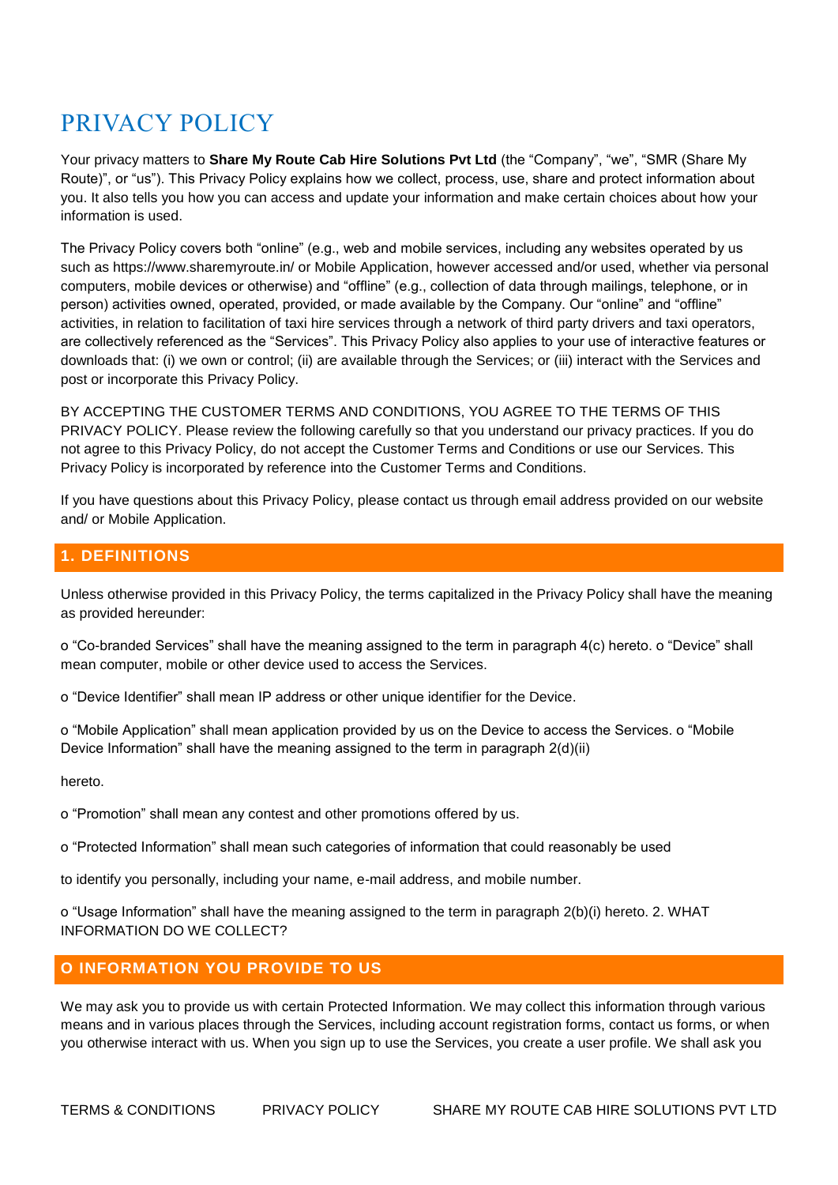# PRIVACY POLICY

Your privacy matters to **Share My Route Cab Hire Solutions Pvt Ltd** (the "Company", "we", "SMR (Share My Route)", or "us"). This Privacy Policy explains how we collect, process, use, share and protect information about you. It also tells you how you can access and update your information and make certain choices about how your information is used.

The Privacy Policy covers both "online" (e.g., web and mobile services, including any websites operated by us such as https://www.sharemyroute.in/ or Mobile Application, however accessed and/or used, whether via personal computers, mobile devices or otherwise) and "offline" (e.g., collection of data through mailings, telephone, or in person) activities owned, operated, provided, or made available by the Company. Our "online" and "offline" activities, in relation to facilitation of taxi hire services through a network of third party drivers and taxi operators, are collectively referenced as the "Services". This Privacy Policy also applies to your use of interactive features or downloads that: (i) we own or control; (ii) are available through the Services; or (iii) interact with the Services and post or incorporate this Privacy Policy.

BY ACCEPTING THE CUSTOMER TERMS AND CONDITIONS, YOU AGREE TO THE TERMS OF THIS PRIVACY POLICY. Please review the following carefully so that you understand our privacy practices. If you do not agree to this Privacy Policy, do not accept the Customer Terms and Conditions or use our Services. This Privacy Policy is incorporated by reference into the Customer Terms and Conditions.

If you have questions about this Privacy Policy, please contact us through email address provided on our website and/ or Mobile Application.

## 1. DEFINITIONS

Unless otherwise provided in this Privacy Policy, the terms capitalized in the Privacy Policy shall have the meaning as provided hereunder:

o "Co-branded Services" shall have the meaning assigned to the term in paragraph 4(c) hereto. o "Device" shall mean computer, mobile or other device used to access the Services.

o "Device Identifier" shall mean IP address or other unique identifier for the Device.

o "Mobile Application" shall mean application provided by us on the Device to access the Services. o "Mobile Device Information" shall have the meaning assigned to the term in paragraph 2(d)(ii)

hereto.

o "Promotion" shall mean any contest and other promotions offered by us.

o "Protected Information" shall mean such categories of information that could reasonably be used

to identify you personally, including your name, e-mail address, and mobile number.

o "Usage Information" shall have the meaning assigned to the term in paragraph 2(b)(i) hereto. 2. WHAT INFORMATION DO WE COLLECT?

## O INFORMATION YOU PROVIDE TO US

We may ask you to provide us with certain Protected Information. We may collect this information through various means and in various places through the Services, including account registration forms, contact us forms, or when you otherwise interact with us. When you sign up to use the Services, you create a user profile. We shall ask you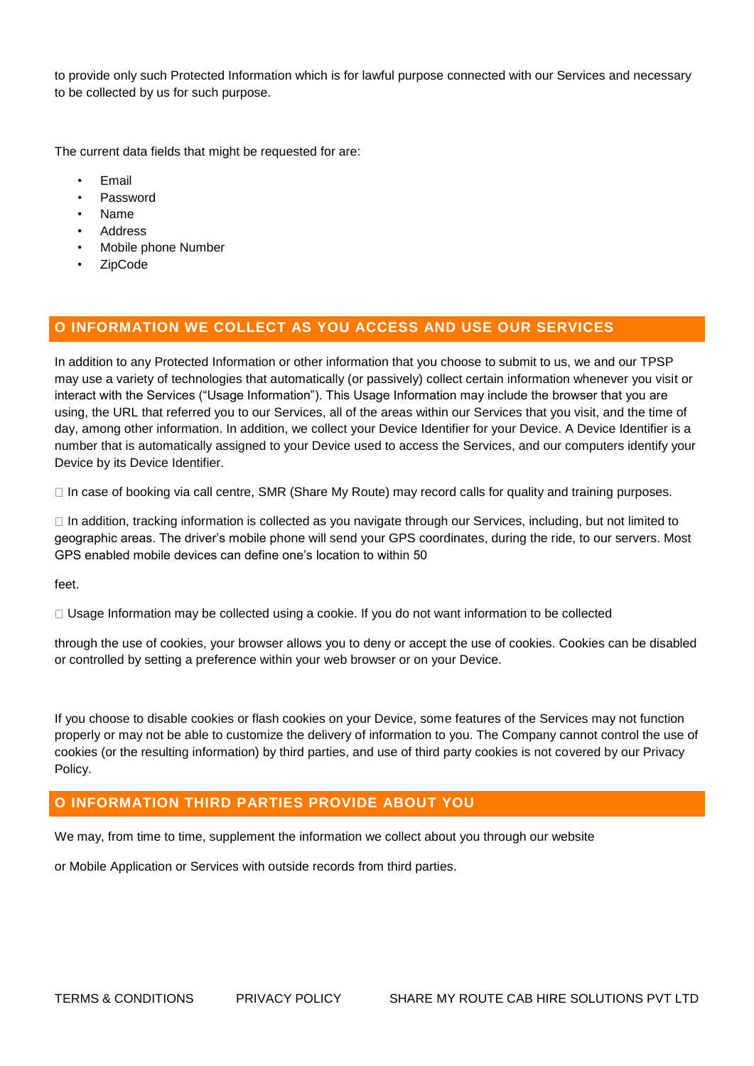to provide only such Protected Information which is for lawful purpose connected with our Services and necessary to be collected by us for such purpose.

The current data fields that might be requested for are:

- Email
- Password
- Name
- Address
- Mobile phone Number
- ZipCode

## O INFORMATION WE COLLECT AS YOU ACCESS AND USE OUR SERVICES

In addition to any Protected Information or other information that you choose to submit to us, we and our TPSP may use a variety of technologies that automatically (or passively) collect certain information whenever you visit or interact with the Services ("Usage Information"). This Usage Information may include the browser that you are using, the URL that referred you to our Services, all of the areas within our Services that you visit, and the time of day, among other information. In addition, we collect your Device Identifier for your Device. A Device Identifier is a number that is automatically assigned to your Device used to access the Services, and our computers identify your Device by its Device Identifier.

- In case of booking via call centre, SMR (Share My Route) may record calls for quality and training purposes.

- In addition, tracking information is collected as you navigate through our Services, including, but not limited to geographic areas. The driver's mobile phone will send your GPS coordinates, during the ride, to our servers. Most GPS enabled mobile devices can define one's location to within 50

feet.

- Usage Information may be collected using a cookie. If you do not want information to be collected

through the use of cookies, your browser allows you to deny or accept the use of cookies. Cookies can be disabled or controlled by setting a preference within your web browser or on your Device.

If you choose to disable cookies or flash cookies on your Device, some features of the Services may not function properly or may not be able to customize the delivery of information to you. The Company cannot control the use of cookies (or the resulting information) by third parties, and use of third party cookies is not covered by our Privacy Policy.

## O INFORMATION THIRD PARTIES PROVIDE ABOUT YOU

We may, from time to time, supplement the information we collect about you through our website

or Mobile Application or Services with outside records from third parties.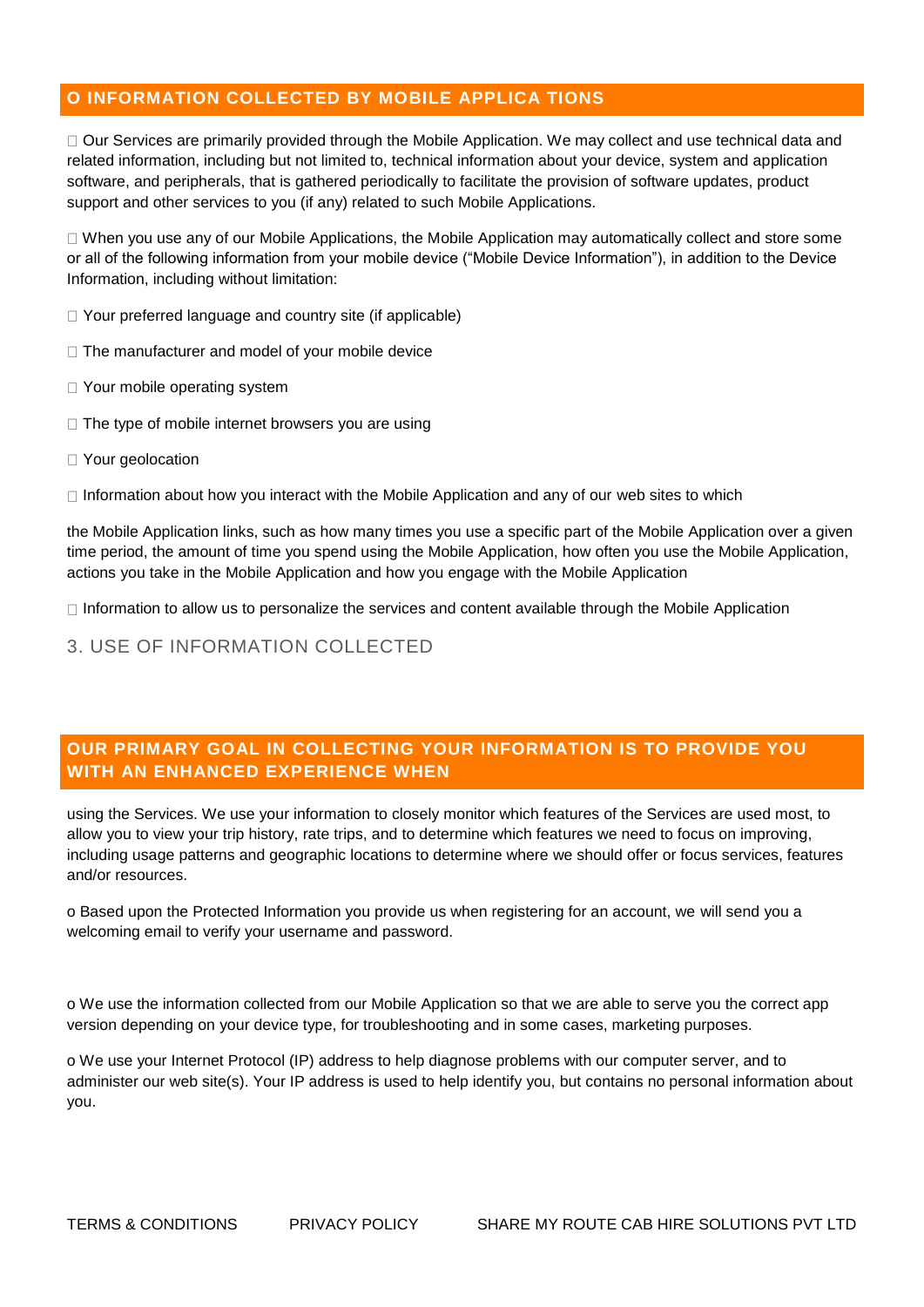## O INFORMATION COLLECTED BY MOBILE APPLICA TIONS

 Our Services are primarily provided through the Mobile Application. We may collect and use technical data and related information, including but not limited to, technical information about your device, system and application software, and peripherals, that is gathered periodically to facilitate the provision of software updates, product support and other services to you (if any) related to such Mobile Applications.

 When you use any of our Mobile Applications, the Mobile Application may automatically collect and store some or all of the following information from your mobile device ("Mobile Device Information"), in addition to the Device Information, including without limitation:

 Your preferred language and country site (if applicable)

 The manufacturer and model of your mobile device

 Your mobile operating system

 The type of mobile internet browsers you are using

 Your geolocation

 Information about how you interact with the Mobile Application and any of our web sites to which

the Mobile Application links, such as how many times you use a specific part of the Mobile Application over a given time period, the amount of time you spend using the Mobile Application, how often you use the Mobile Application, actions you take in the Mobile Application and how you engage with the Mobile Application

 Information to allow us to personalize the services and content available through the Mobile Application

## 3. USE OF INFORMATION COLLECTED

## OUR PRIMARY GOAL IN COLLECTING YOUR INFORMATION IS TO PROVIDE YOU WITH AN ENHANCED EXPERIENCE WHEN

using the Services. We use your information to closely monitor which features of the Services are used most, to allow you to view your trip history, rate trips, and to determine which features we need to focus on improving, including usage patterns and geographic locations to determine where we should offer or focus services, features and/or resources.

o Based upon the Protected Information you provide us when registering for an account, we will send you a welcoming email to verify your username and password.

o We use the information collected from our Mobile Application so that we are able to serve you the correct app version depending on your device type, for troubleshooting and in some cases, marketing purposes.

o We use your Internet Protocol (IP) address to help diagnose problems with our computer server, and to administer our web site(s). Your IP address is used to help identify you, but contains no personal information about you.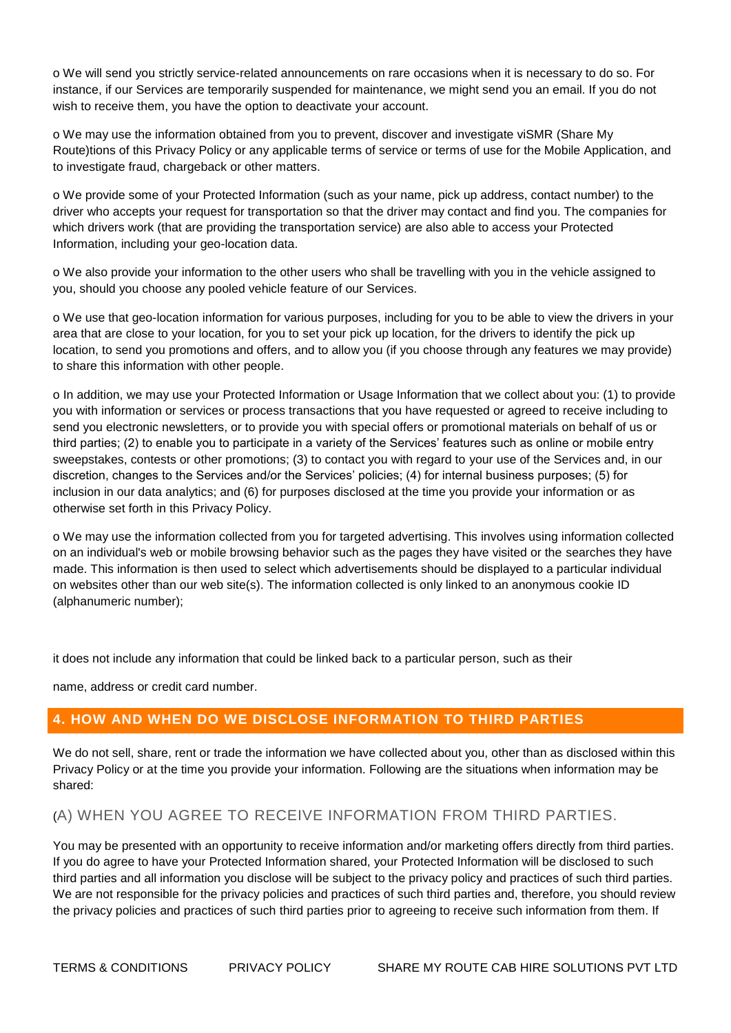o We will send you strictly service-related announcements on rare occasions when it is necessary to do so. For instance, if our Services are temporarily suspended for maintenance, we might send you an email. If you do not wish to receive them, you have the option to deactivate your account.

o We may use the information obtained from you to prevent, discover and investigate viSMR (Share My Route)tions of this Privacy Policy or any applicable terms of service or terms of use for the Mobile Application, and to investigate fraud, chargeback or other matters.

o We provide some of your Protected Information (such as your name, pick up address, contact number) to the driver who accepts your request for transportation so that the driver may contact and find you. The companies for which drivers work (that are providing the transportation service) are also able to access your Protected Information, including your geo-location data.

o We also provide your information to the other users who shall be travelling with you in the vehicle assigned to you, should you choose any pooled vehicle feature of our Services.

o We use that geo-location information for various purposes, including for you to be able to view the drivers in your area that are close to your location, for you to set your pick up location, for the drivers to identify the pick up location, to send you promotions and offers, and to allow you (if you choose through any features we may provide) to share this information with other people.

o In addition, we may use your Protected Information or Usage Information that we collect about you: (1) to provide you with information or services or process transactions that you have requested or agreed to receive including to send you electronic newsletters, or to provide you with special offers or promotional materials on behalf of us or third parties; (2) to enable you to participate in a variety of the Services' features such as online or mobile entry sweepstakes, contests or other promotions; (3) to contact you with regard to your use of the Services and, in our discretion, changes to the Services and/or the Services' policies; (4) for internal business purposes; (5) for inclusion in our data analytics; and (6) for purposes disclosed at the time you provide your information or as otherwise set forth in this Privacy Policy.

o We may use the information collected from you for targeted advertising. This involves using information collected on an individual's web or mobile browsing behavior such as the pages they have visited or the searches they have made. This information is then used to select which advertisements should be displayed to a particular individual on websites other than our web site(s). The information collected is only linked to an anonymous cookie ID (alphanumeric number);

it does not include any information that could be linked back to a particular person, such as their

name, address or credit card number.

## 4. HOW AND WHEN DO WE DISCLOSE INFORMATION TO THIRD PARTIES

We do not sell, share, rent or trade the information we have collected about you, other than as disclosed within this Privacy Policy or at the time you provide your information. Following are the situations when information may be shared:

### (A) WHEN YOU AGREE TO RECEIVE INFORMATION FROM THIRD PARTIES.

You may be presented with an opportunity to receive information and/or marketing offers directly from third parties. If you do agree to have your Protected Information shared, your Protected Information will be disclosed to such third parties and all information you disclose will be subject to the privacy policy and practices of such third parties. We are not responsible for the privacy policies and practices of such third parties and, therefore, you should review the privacy policies and practices of such third parties prior to agreeing to receive such information from them. If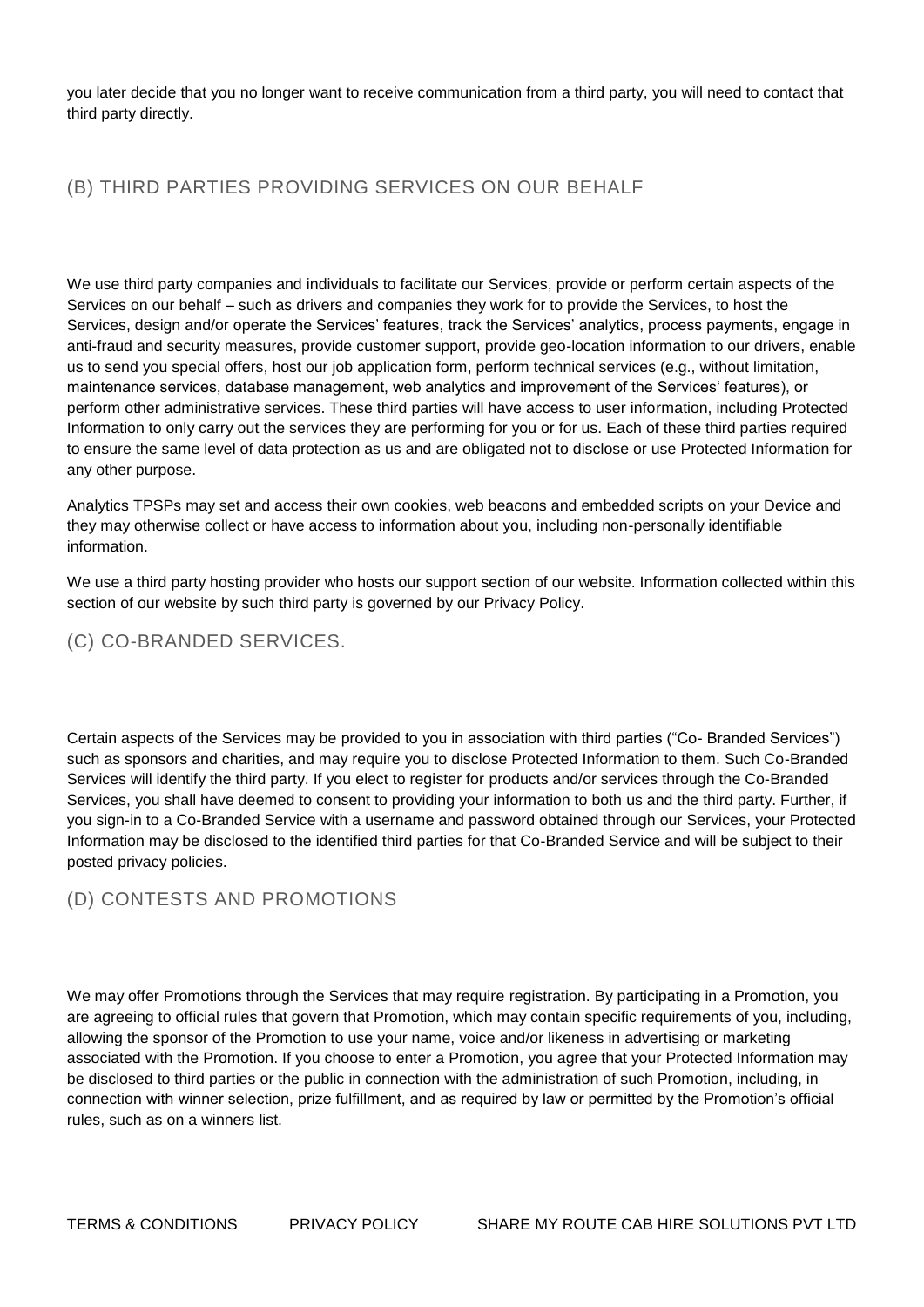you later decide that you no longer want to receive communication from a third party, you will need to contact that third party directly.

## (B) THIRD PARTIES PROVIDING SERVICES ON OUR BEHALF

We use third party companies and individuals to facilitate our Services, provide or perform certain aspects of the Services on our behalf – such as drivers and companies they work for to provide the Services, to host the Services, design and/or operate the Services' features, track the Services' analytics, process payments, engage in anti-fraud and security measures, provide customer support, provide geo-location information to our drivers, enable us to send you special offers, host our job application form, perform technical services (e.g., without limitation, maintenance services, database management, web analytics and improvement of the Services' features), or perform other administrative services. These third parties will have access to user information, including Protected Information to only carry out the services they are performing for you or for us. Each of these third parties required to ensure the same level of data protection as us and are obligated not to disclose or use Protected Information for any other purpose.

Analytics TPSPs may set and access their own cookies, web beacons and embedded scripts on your Device and they may otherwise collect or have access to information about you, including non-personally identifiable information.

We use a third party hosting provider who hosts our support section of our website. Information collected within this section of our website by such third party is governed by our Privacy Policy.

## (C) CO-BRANDED SERVICES.

Certain aspects of the Services may be provided to you in association with third parties ("Co- Branded Services") such as sponsors and charities, and may require you to disclose Protected Information to them. Such Co-Branded Services will identify the third party. If you elect to register for products and/or services through the Co-Branded Services, you shall have deemed to consent to providing your information to both us and the third party. Further, if you sign-in to a Co-Branded Service with a username and password obtained through our Services, your Protected Information may be disclosed to the identified third parties for that Co-Branded Service and will be subject to their posted privacy policies.

## (D) CONTESTS AND PROMOTIONS

We may offer Promotions through the Services that may require registration. By participating in a Promotion, you are agreeing to official rules that govern that Promotion, which may contain specific requirements of you, including, allowing the sponsor of the Promotion to use your name, voice and/or likeness in advertising or marketing associated with the Promotion. If you choose to enter a Promotion, you agree that your Protected Information may be disclosed to third parties or the public in connection with the administration of such Promotion, including, in connection with winner selection, prize fulfillment, and as required by law or permitted by the Promotion's official rules, such as on a winners list.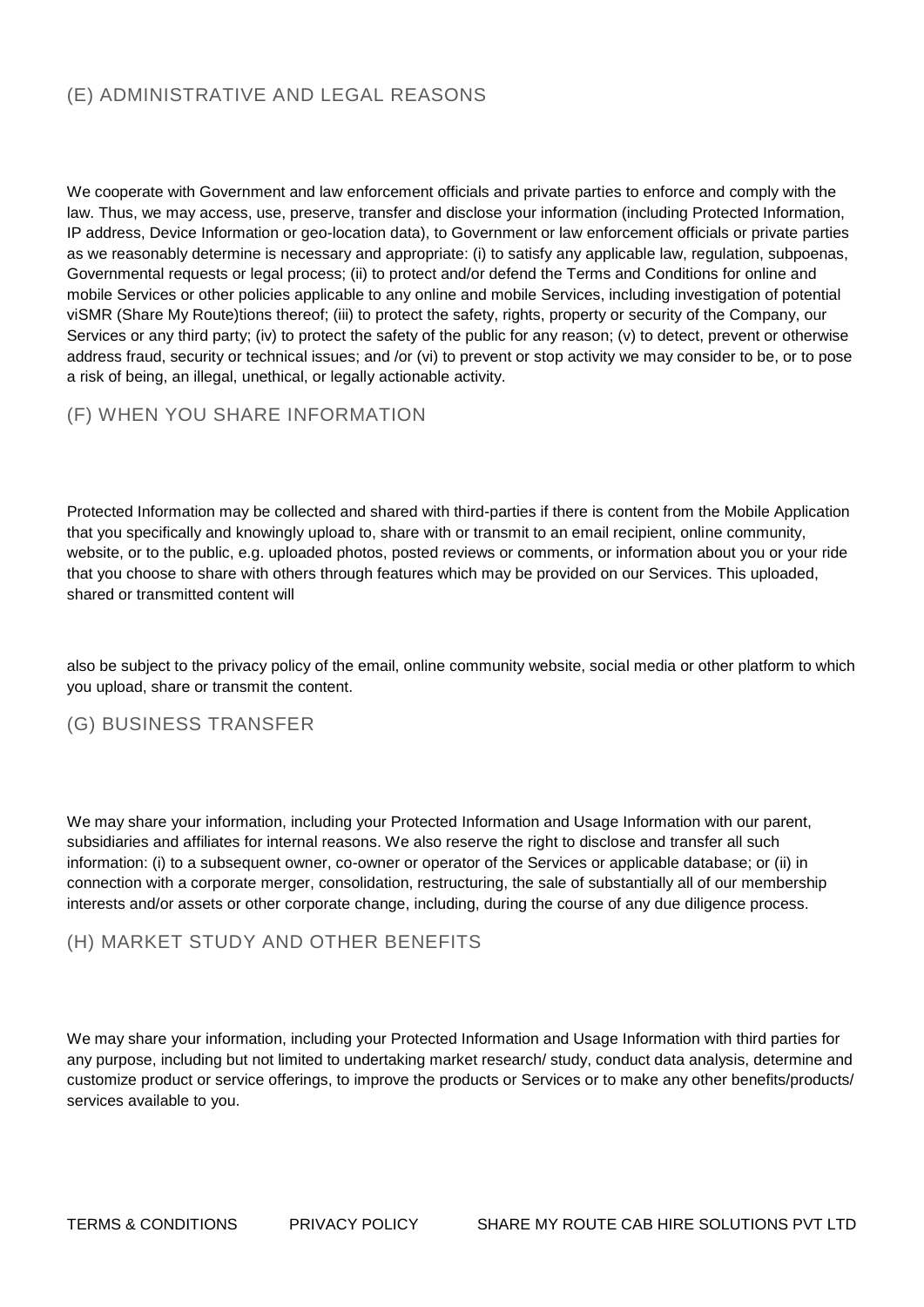## (E) ADMINISTRATIVE AND LEGAL REASONS

We cooperate with Government and law enforcement officials and private parties to enforce and comply with the law. Thus, we may access, use, preserve, transfer and disclose your information (including Protected Information, IP address, Device Information or geo-location data), to Government or law enforcement officials or private parties as we reasonably determine is necessary and appropriate: (i) to satisfy any applicable law, regulation, subpoenas, Governmental requests or legal process; (ii) to protect and/or defend the Terms and Conditions for online and mobile Services or other policies applicable to any online and mobile Services, including investigation of potential viSMR (Share My Route)tions thereof; (iii) to protect the safety, rights, property or security of the Company, our Services or any third party; (iv) to protect the safety of the public for any reason; (v) to detect, prevent or otherwise address fraud, security or technical issues; and /or (vi) to prevent or stop activity we may consider to be, or to pose a risk of being, an illegal, unethical, or legally actionable activity.

## (F) WHEN YOU SHARE INFORMATION

Protected Information may be collected and shared with third-parties if there is content from the Mobile Application that you specifically and knowingly upload to, share with or transmit to an email recipient, online community, website, or to the public, e.g. uploaded photos, posted reviews or comments, or information about you or your ride that you choose to share with others through features which may be provided on our Services. This uploaded, shared or transmitted content will

also be subject to the privacy policy of the email, online community website, social media or other platform to which you upload, share or transmit the content.

## (G) BUSINESS TRANSFER

We may share your information, including your Protected Information and Usage Information with our parent, subsidiaries and affiliates for internal reasons. We also reserve the right to disclose and transfer all such information: (i) to a subsequent owner, co-owner or operator of the Services or applicable database; or (ii) in connection with a corporate merger, consolidation, restructuring, the sale of substantially all of our membership interests and/or assets or other corporate change, including, during the course of any due diligence process.

## (H) MARKET STUDY AND OTHER BENEFITS

We may share your information, including your Protected Information and Usage Information with third parties for any purpose, including but not limited to undertaking market research/ study, conduct data analysis, determine and customize product or service offerings, to improve the products or Services or to make any other benefits/products/ services available to you.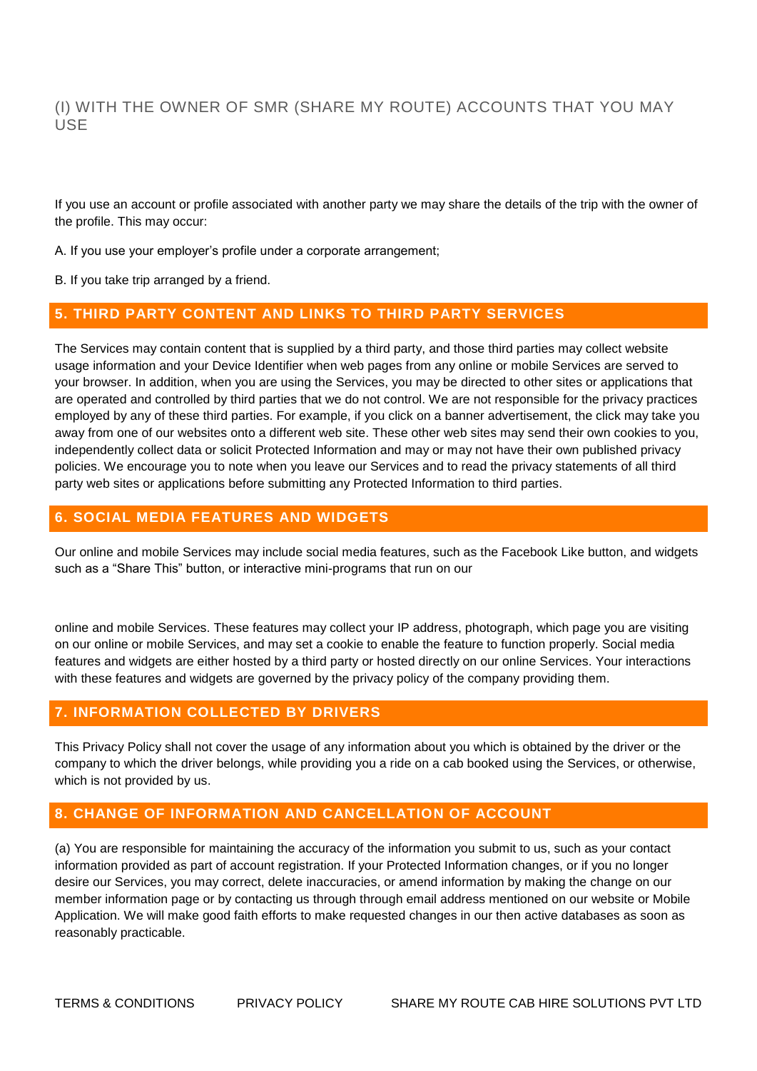### (I) WITH THE OWNER OF SMR (SHARE MY ROUTE) ACCOUNTS THAT YOU MAY USE

If you use an account or profile associated with another party we may share the details of the trip with the owner of the profile. This may occur:

A. If you use your employer's profile under a corporate arrangement;

B. If you take trip arranged by a friend.

## 5. THIRD PARTY CONTENT AND LINKS TO THIRD PARTY SERVICES

The Services may contain content that is supplied by a third party, and those third parties may collect website usage information and your Device Identifier when web pages from any online or mobile Services are served to your browser. In addition, when you are using the Services, you may be directed to other sites or applications that are operated and controlled by third parties that we do not control. We are not responsible for the privacy practices employed by any of these third parties. For example, if you click on a banner advertisement, the click may take you away from one of our websites onto a different web site. These other web sites may send their own cookies to you, independently collect data or solicit Protected Information and may or may not have their own published privacy policies. We encourage you to note when you leave our Services and to read the privacy statements of all third party web sites or applications before submitting any Protected Information to third parties.

## 6. SOCIAL MEDIA FEATURES AND WIDGETS

Our online and mobile Services may include social media features, such as the Facebook Like button, and widgets such as a "Share This" button, or interactive mini-programs that run on our online and mobile Services. These features may collect your IP address, photograph, which page you are visiting on our online or mobile Services, and may set a cookie to enable the feature to function properly. Social media features and widgets are either hosted by a third party or hosted directly on our online Services. Your interactions with these features and widgets are governed by the privacy policy of the company providing them.

## 7. INFORMATION COLLECTED BY DRIVERS

This Privacy Policy shall not cover the usage of any information about you which is obtained by the driver or the company to which the driver belongs, while providing you a ride on a cab booked using the Services, or otherwise, which is not provided by us.

## 8. CHANGE OF INFORMATION AND CANCELLATION OF ACCOUNT

(a) You are responsible for maintaining the accuracy of the information you submit to us, such as your contact information provided as part of account registration. If your Protected Information changes, or if you no longer desire our Services, you may correct, delete inaccuracies, or amend information by making the change on our member information page or by contacting us through through email address mentioned on our website or Mobile Application. We will make good faith efforts to make requested changes in our then active databases as soon as reasonably practicable.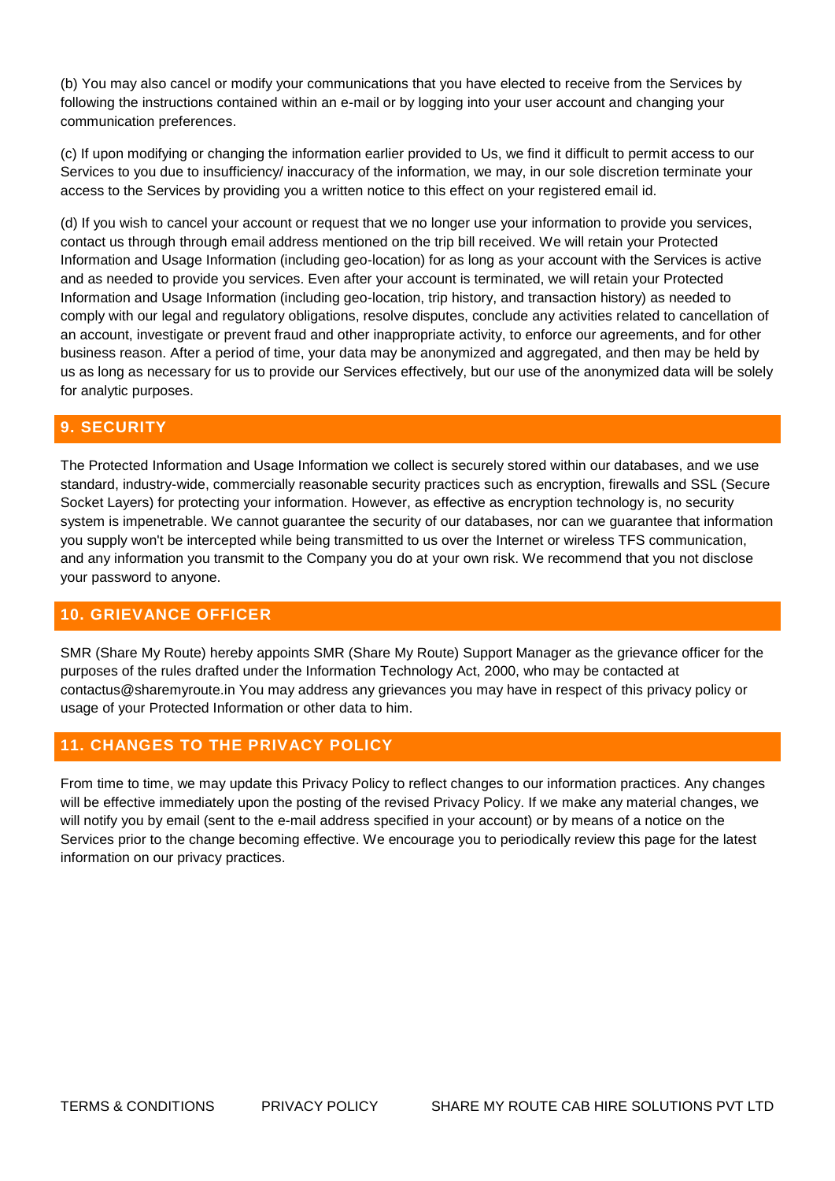(b) You may also cancel or modify your communications that you have elected to receive from the Services by following the instructions contained within an e-mail or by logging into your user account and changing your communication preferences.

(c) If upon modifying or changing the information earlier provided to Us, we find it difficult to permit access to our Services to you due to insufficiency/ inaccuracy of the information, we may, in our sole discretion terminate your access to the Services by providing you a written notice to this effect on your registered email id.

(d) If you wish to cancel your account or request that we no longer use your information to provide you services, contact us through through email address mentioned on the trip bill received. We will retain your Protected Information and Usage Information (including geo-location) for as long as your account with the Services is active and as needed to provide you services. Even after your account is terminated, we will retain your Protected Information and Usage Information (including geo-location, trip history, and transaction history) as needed to comply with our legal and regulatory obligations, resolve disputes, conclude any activities related to cancellation of an account, investigate or prevent fraud and other inappropriate activity, to enforce our agreements, and for other business reason. After a period of time, your data may be anonymized and aggregated, and then may be held by us as long as necessary for us to provide our Services effectively, but our use of the anonymized data will be solely for analytic purposes.

## 9. SECURITY

The Protected Information and Usage Information we collect is securely stored within our databases, and we use standard, industry-wide, commercially reasonable security practices such as encryption, firewalls and SSL (Secure Socket Layers) for protecting your information. However, as effective as encryption technology is, no security system is impenetrable. We cannot guarantee the security of our databases, nor can we guarantee that information you supply won't be intercepted while being transmitted to us over the Internet or wireless TFS communication, and any information you transmit to the Company you do at your own risk. We recommend that you not disclose your password to anyone.

## 10. GRIEVANCE OFFICER

SMR (Share My Route) hereby appoints SMR (Share My Route) Support Manager as the grievance officer for the purposes of the rules drafted under the Information Technology Act, 2000, who may be contacted at contactus@sharemyroute.in You may address any grievances you may have in respect of this privacy policy or usage of your Protected Information or other data to him.

## 11. CHANGES TO THE PRIVACY POLICY

From time to time, we may update this Privacy Policy to reflect changes to our information practices. Any changes will be effective immediately upon the posting of the revised Privacy Policy. If we make any material changes, we will notify you by email (sent to the e-mail address specified in your account) or by means of a notice on the Services prior to the change becoming effective. We encourage you to periodically review this page for the latest information on our privacy practices.